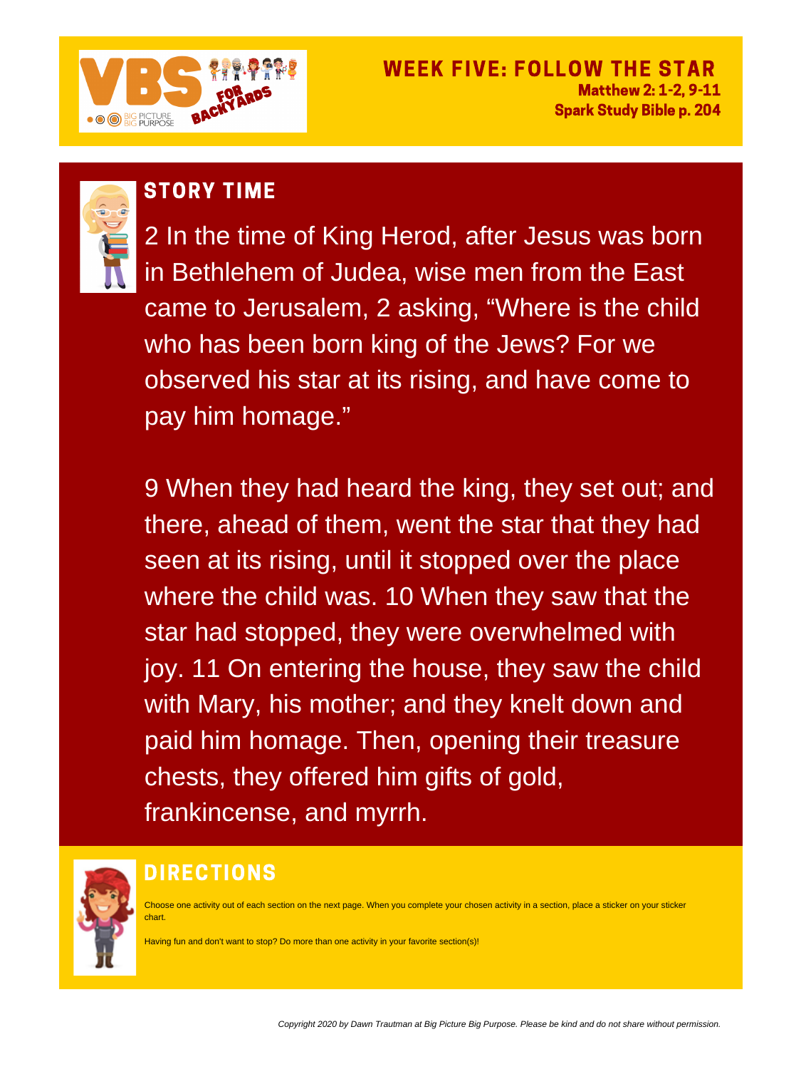VBS FOR BACKYARDS

BIG PICTURE BIG PURPOSE

# WEEK FIVE: FOLLOW THE STAR

**Matthew 2: 1-2, 9-11**
**Spark Study Bible p. 204**

## STORY TIME

2 In the time of King Herod, after Jesus was born in Bethlehem of Judea, wise men from the East came to Jerusalem, 2 asking, “Where is the child who has been born king of the Jews? For we observed his star at its rising, and have come to pay him homage.”

9 When they had heard the king, they set out; and there, ahead of them, went the star that they had seen at its rising, until it stopped over the place where the child was. 10 When they saw that the star had stopped, they were overwhelmed with joy. 11 On entering the house, they saw the child with Mary, his mother; and they knelt down and paid him homage. Then, opening their treasure chests, they offered him gifts of gold, frankincense, and myrrh.

## DIRECTIONS

Choose one activity out of each section on the next page. When you complete your chosen activity in a section, place a sticker on your sticker chart.

Having fun and don't want to stop? Do more than one activity in your favorite section(s)!

*Copyright 2020 by Dawn Trautman at Big Picture Big Purpose. Please be kind and do not share without permission.*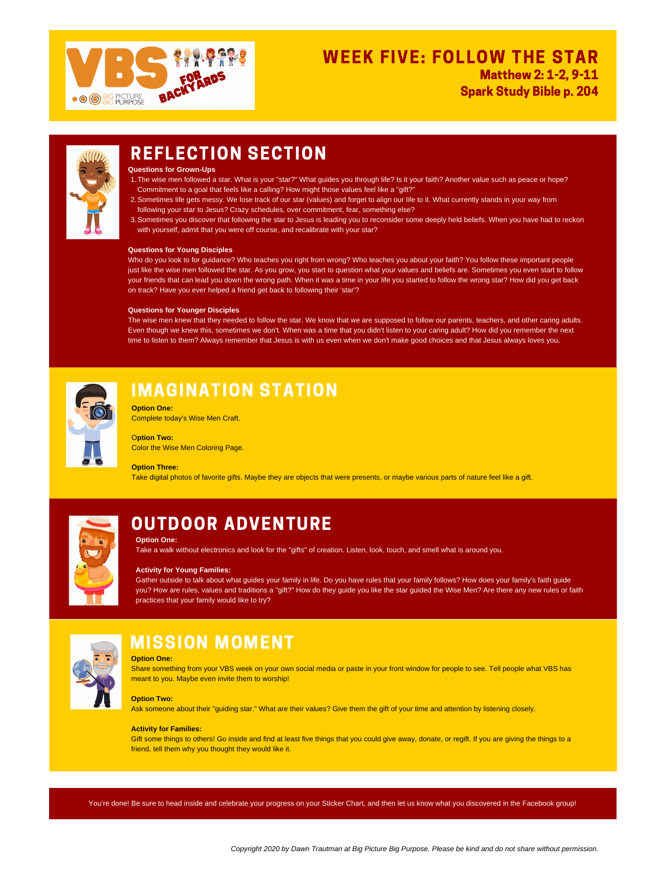# WEEK FIVE: FOLLOW THE STAR

**Matthew 2: 1-2, 9-11**

**Spark Study Bible p. 204**

## REFLECTION SECTION

**Questions for Grown-Ups**

1. The wise men followed a star. What is your "star?" What guides you through life? Is it your faith? Another value such as peace or hope? Commitment to a goal that feels like a calling? How might those values feel like a "gift?"
2. Sometimes life gets messy. We lose track of our star (values) and forget to align our life to it. What currently stands in your way from following your star to Jesus? Crazy schedules, over commitment, fear, something else?
3. Sometimes you discover that following the star to Jesus is leading you to reconsider some deeply held beliefs. When you have had to reckon with yourself, admit that you were off course, and recalibrate with your star?

**Questions for Young Disciples**

Who do you look to for guidance? Who teaches you right from wrong? Who teaches you about your faith? You follow these important people just like the wise men followed the star. As you grow, you start to question what your values and beliefs are. Sometimes you even start to follow your friends that can lead you down the wrong path. When it was a time in your life you started to follow the wrong star? How did you get back on track? Have you ever helped a friend get back to following their 'star'?

**Questions for Younger Disciples**

The wise men knew that they needed to follow the star. We know that we are supposed to follow our parents, teachers, and other caring adults. Even though we knew this, sometimes we don't. When was a time that you didn't listen to your caring adult? How did you remember the next time to listen to them? Always remember that Jesus is with us even when we don't make good choices and that Jesus always loves you.

## IMAGINATION STATION

**Option One:**
Complete today's Wise Men Craft.

**Option Two:**
Color the Wise Men Coloring Page.

**Option Three:**
Take digital photos of favorite gifts. Maybe they are objects that were presents, or maybe various parts of nature feel like a gift.

## OUTDOOR ADVENTURE

**Option One:**
Take a walk without electronics and look for the "gifts" of creation. Listen, look, touch, and smell what is around you.

**Activity for Young Families:**
Gather outside to talk about what guides your family in life. Do you have rules that your family follows? How does your family's faith guide you? How are rules, values and traditions a "gift?" How do they guide you like the star guided the Wise Men? Are there any new rules or faith practices that your family would like to try?

## MISSION MOMENT

**Option One:**
Share something from your VBS week on your own social media or paste in your front window for people to see. Tell people what VBS has meant to you. Maybe even invite them to worship!

**Option Two:**
Ask someone about their "guiding star." What are their values? Give them the gift of your time and attention by listening closely.

**Activity for Families:**
Gift some things to others! Go inside and find at least five things that you could give away, donate, or regift. If you are giving the things to a friend, tell them why you thought they would like it.

You're done! Be sure to head inside and celebrate your progress on your Sticker Chart, and then let us know what you discovered in the Facebook group!

*Copyright 2020 by Dawn Trautman at Big Picture Big Purpose. Please be kind and do not share without permission.*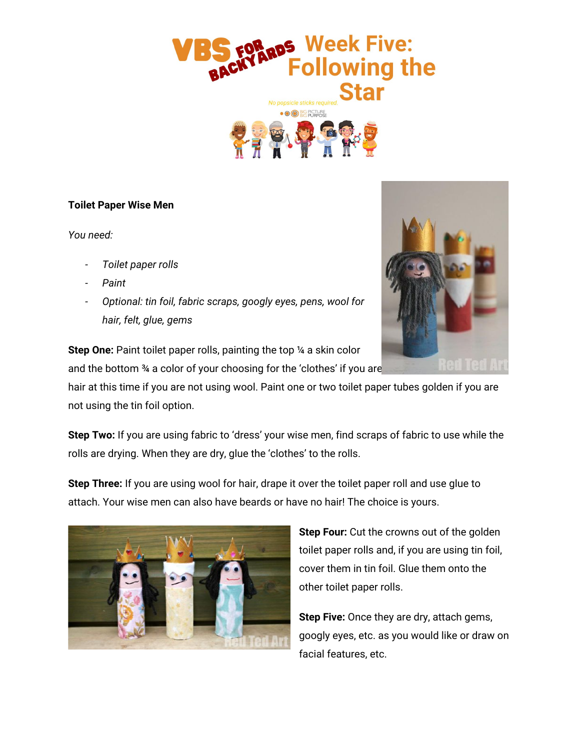# Week Five: Following the Star

**Toilet Paper Wise Men**

*You need:*

- *Toilet paper rolls*
- *Paint*
- *Optional: tin foil, fabric scraps, googly eyes, pens, wool for hair, felt, glue, gems*

**Step One:** Paint toilet paper rolls, painting the top ¼ a skin color and the bottom ¾ a color of your choosing for the 'clothes' if you are hair at this time if you are not using wool. Paint one or two toilet paper tubes golden if you are not using the tin foil option.

**Step Two:** If you are using fabric to 'dress' your wise men, find scraps of fabric to use while the rolls are drying. When they are dry, glue the 'clothes' to the rolls.

**Step Three:** If you are using wool for hair, drape it over the toilet paper roll and use glue to attach. Your wise men can also have beards or have no hair! The choice is yours.

**Step Four:** Cut the crowns out of the golden toilet paper rolls and, if you are using tin foil, cover them in tin foil. Glue them onto the other toilet paper rolls.

**Step Five:** Once they are dry, attach gems, googly eyes, etc. as you would like or draw on facial features, etc.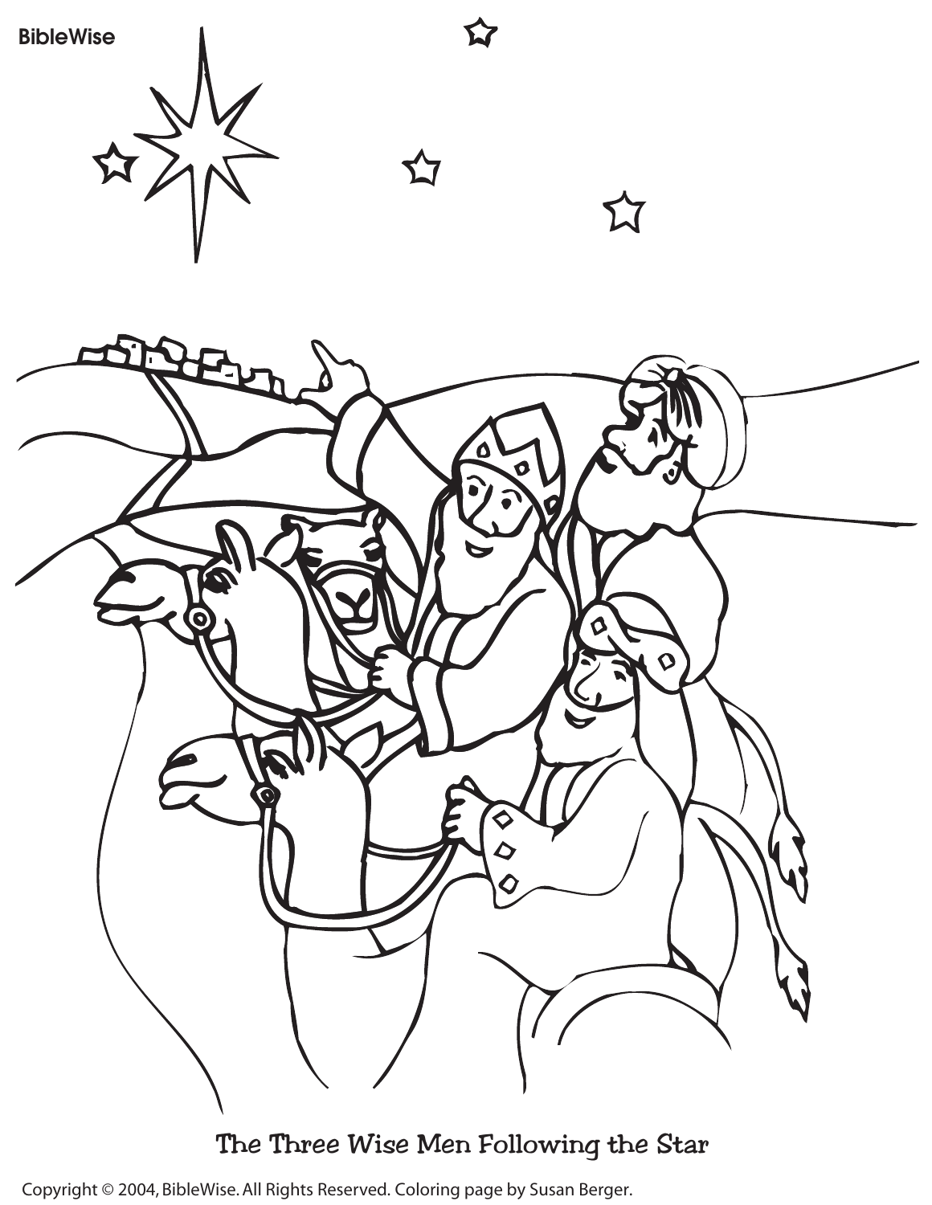BibleWise

The Three Wise Men Following the Star

Copyright © 2004, BibleWise. All Rights Reserved. Coloring page by Susan Berger.